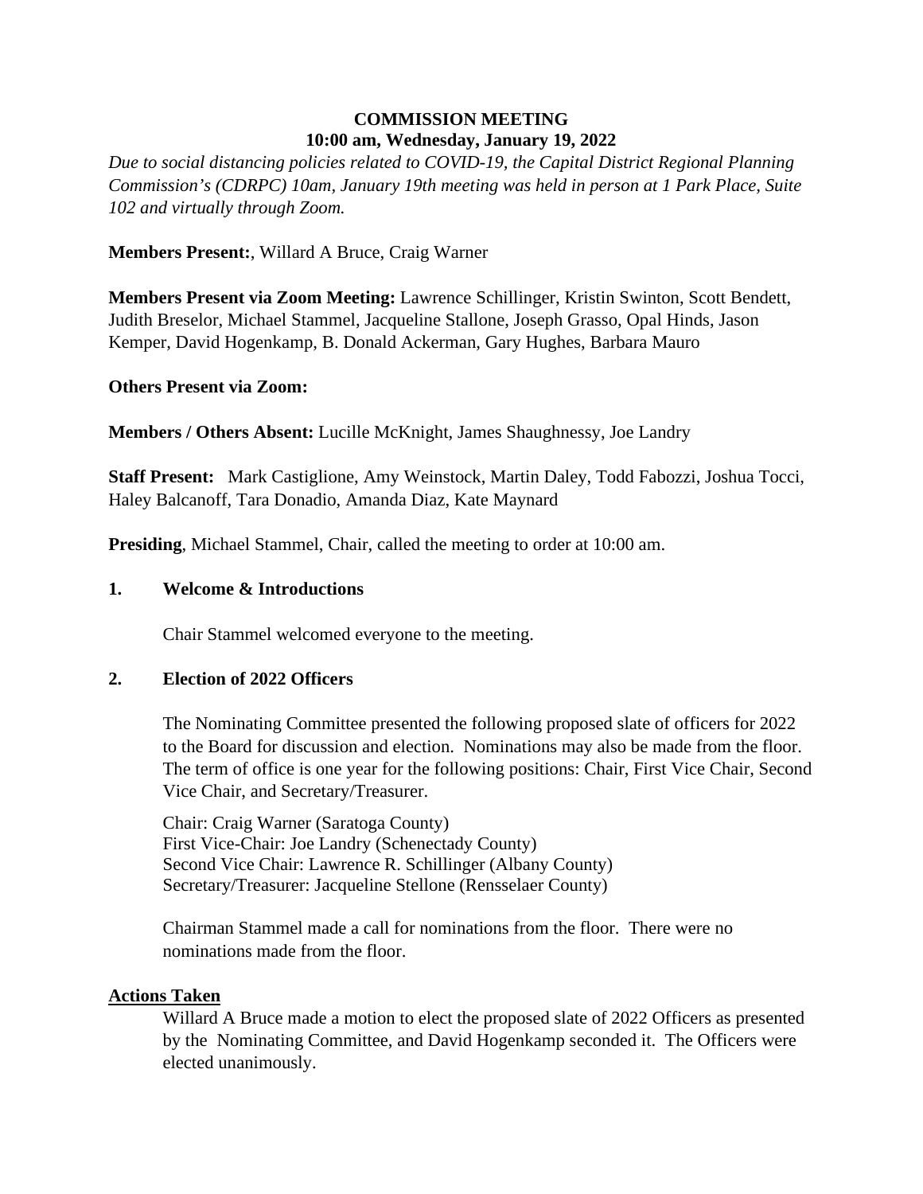# COMMISSION MEETING
## 10:00 am, Wednesday, January 19, 2022

*Due to social distancing policies related to COVID-19, the Capital District Regional Planning Commission's (CDRPC) 10am, January 19th meeting was held in person at 1 Park Place, Suite 102 and virtually through Zoom.*

**Members Present:**, Willard A Bruce, Craig Warner

**Members Present via Zoom Meeting:** Lawrence Schillinger, Kristin Swinton, Scott Bendett, Judith Breselor, Michael Stammel, Jacqueline Stallone, Joseph Grasso, Opal Hinds, Jason Kemper, David Hogenkamp, B. Donald Ackerman, Gary Hughes, Barbara Mauro

**Others Present via Zoom:**

**Members / Others Absent:** Lucille McKnight, James Shaughnessy, Joe Landry

**Staff Present:** Mark Castiglione, Amy Weinstock, Martin Daley, Todd Fabozzi, Joshua Tocci, Haley Balcanoff, Tara Donadio, Amanda Diaz, Kate Maynard

**Presiding**, Michael Stammel, Chair, called the meeting to order at 10:00 am.

**1. Welcome & Introductions**

Chair Stammel welcomed everyone to the meeting.

**2. Election of 2022 Officers**

The Nominating Committee presented the following proposed slate of officers for 2022 to the Board for discussion and election. Nominations may also be made from the floor. The term of office is one year for the following positions: Chair, First Vice Chair, Second Vice Chair, and Secretary/Treasurer.

Chair: Craig Warner (Saratoga County)
First Vice-Chair: Joe Landry (Schenectady County)
Second Vice Chair: Lawrence R. Schillinger (Albany County)
Secretary/Treasurer: Jacqueline Stellone (Rensselaer County)

Chairman Stammel made a call for nominations from the floor. There were no nominations made from the floor.

**Actions Taken**

Willard A Bruce made a motion to elect the proposed slate of 2022 Officers as presented by the Nominating Committee, and David Hogenkamp seconded it. The Officers were elected unanimously.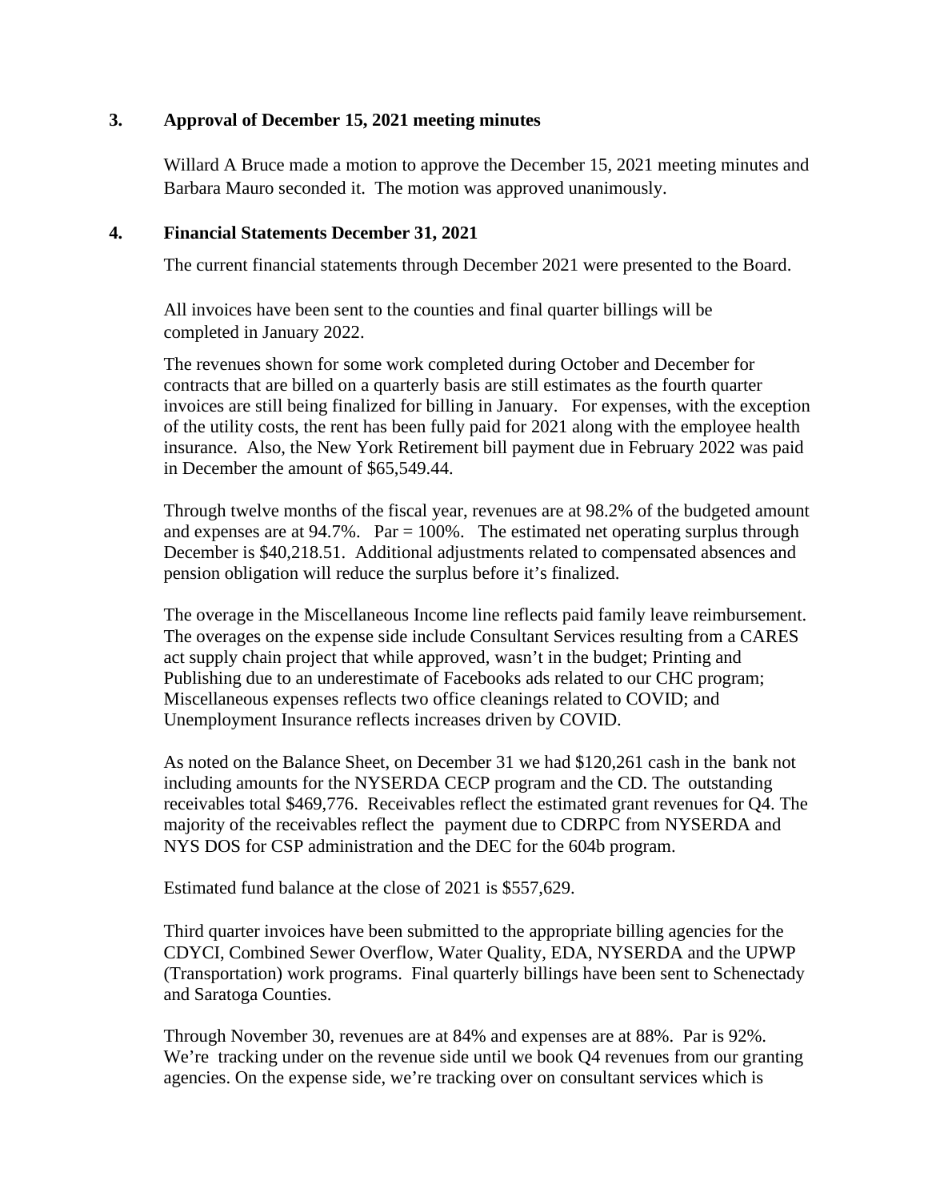**3. Approval of December 15, 2021 meeting minutes**

Willard A Bruce made a motion to approve the December 15, 2021 meeting minutes and Barbara Mauro seconded it. The motion was approved unanimously.

**4. Financial Statements December 31, 2021**

The current financial statements through December 2021 were presented to the Board.

All invoices have been sent to the counties and final quarter billings will be completed in January 2022.

The revenues shown for some work completed during October and December for contracts that are billed on a quarterly basis are still estimates as the fourth quarter invoices are still being finalized for billing in January. For expenses, with the exception of the utility costs, the rent has been fully paid for 2021 along with the employee health insurance. Also, the New York Retirement bill payment due in February 2022 was paid in December the amount of $65,549.44.

Through twelve months of the fiscal year, revenues are at 98.2% of the budgeted amount and expenses are at 94.7%. Par = 100%. The estimated net operating surplus through December is $40,218.51. Additional adjustments related to compensated absences and pension obligation will reduce the surplus before it's finalized.

The overage in the Miscellaneous Income line reflects paid family leave reimbursement. The overages on the expense side include Consultant Services resulting from a CARES act supply chain project that while approved, wasn't in the budget; Printing and Publishing due to an underestimate of Facebooks ads related to our CHC program; Miscellaneous expenses reflects two office cleanings related to COVID; and Unemployment Insurance reflects increases driven by COVID.

As noted on the Balance Sheet, on December 31 we had $120,261 cash in the bank not including amounts for the NYSERDA CECP program and the CD. The outstanding receivables total $469,776. Receivables reflect the estimated grant revenues for Q4. The majority of the receivables reflect the payment due to CDRPC from NYSERDA and NYS DOS for CSP administration and the DEC for the 604b program.

Estimated fund balance at the close of 2021 is $557,629.

Third quarter invoices have been submitted to the appropriate billing agencies for the CDYCI, Combined Sewer Overflow, Water Quality, EDA, NYSERDA and the UPWP (Transportation) work programs. Final quarterly billings have been sent to Schenectady and Saratoga Counties.

Through November 30, revenues are at 84% and expenses are at 88%. Par is 92%. We're tracking under on the revenue side until we book Q4 revenues from our granting agencies. On the expense side, we're tracking over on consultant services which is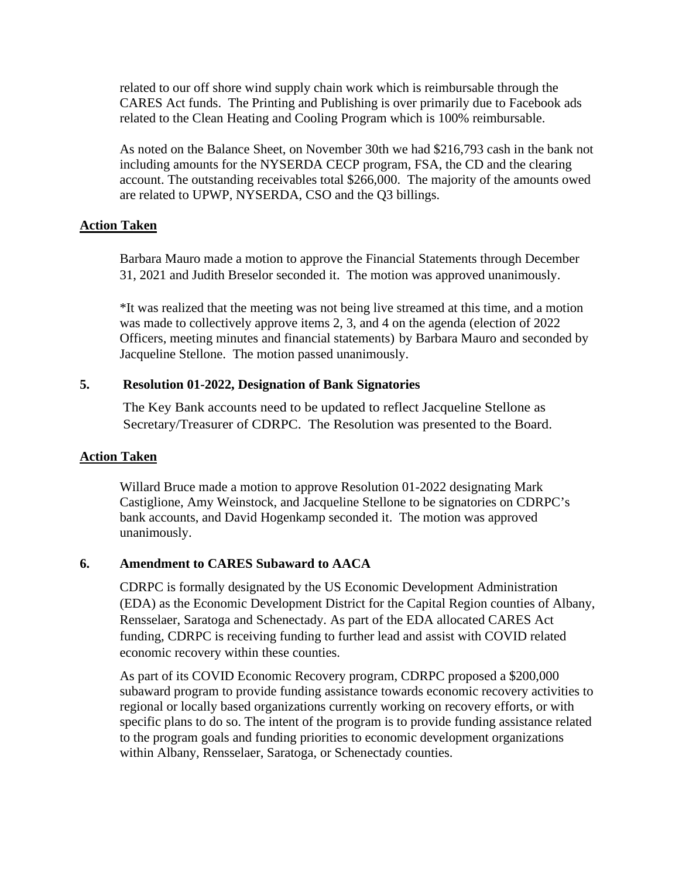related to our off shore wind supply chain work which is reimbursable through the CARES Act funds. The Printing and Publishing is over primarily due to Facebook ads related to the Clean Heating and Cooling Program which is 100% reimbursable.

As noted on the Balance Sheet, on November 30th we had $216,793 cash in the bank not including amounts for the NYSERDA CECP program, FSA, the CD and the clearing account. The outstanding receivables total $266,000. The majority of the amounts owed are related to UPWP, NYSERDA, CSO and the Q3 billings.

**Action Taken**

Barbara Mauro made a motion to approve the Financial Statements through December 31, 2021 and Judith Breselor seconded it. The motion was approved unanimously.

*It was realized that the meeting was not being live streamed at this time, and a motion was made to collectively approve items 2, 3, and 4 on the agenda (election of 2022 Officers, meeting minutes and financial statements) by Barbara Mauro and seconded by Jacqueline Stellone. The motion passed unanimously.

**5. Resolution 01-2022, Designation of Bank Signatories**

The Key Bank accounts need to be updated to reflect Jacqueline Stellone as Secretary/Treasurer of CDRPC. The Resolution was presented to the Board.

**Action Taken**

Willard Bruce made a motion to approve Resolution 01-2022 designating Mark Castiglione, Amy Weinstock, and Jacqueline Stellone to be signatories on CDRPC's bank accounts, and David Hogenkamp seconded it. The motion was approved unanimously.

**6. Amendment to CARES Subaward to AACA**

CDRPC is formally designated by the US Economic Development Administration (EDA) as the Economic Development District for the Capital Region counties of Albany, Rensselaer, Saratoga and Schenectady. As part of the EDA allocated CARES Act funding, CDRPC is receiving funding to further lead and assist with COVID related economic recovery within these counties.

As part of its COVID Economic Recovery program, CDRPC proposed a $200,000 subaward program to provide funding assistance towards economic recovery activities to regional or locally based organizations currently working on recovery efforts, or with specific plans to do so. The intent of the program is to provide funding assistance related to the program goals and funding priorities to economic development organizations within Albany, Rensselaer, Saratoga, or Schenectady counties.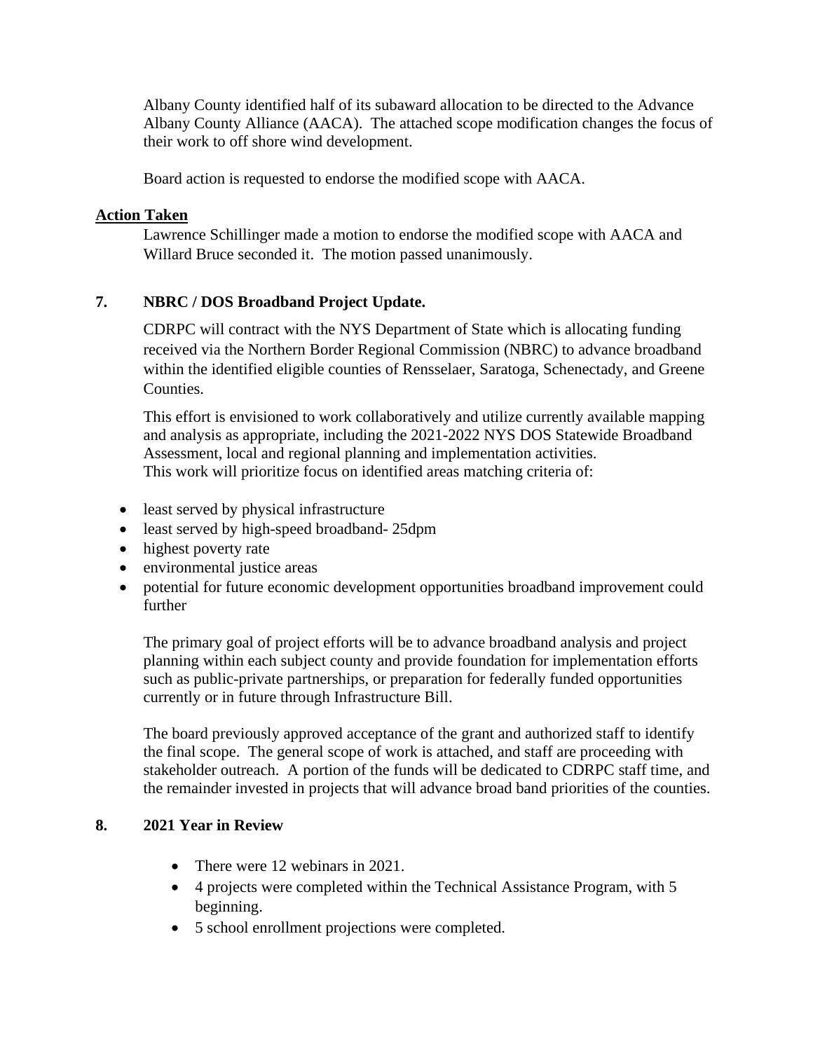Albany County identified half of its subaward allocation to be directed to the Advance Albany County Alliance (AACA). The attached scope modification changes the focus of their work to off shore wind development.

Board action is requested to endorse the modified scope with AACA.

**Action Taken**

Lawrence Schillinger made a motion to endorse the modified scope with AACA and Willard Bruce seconded it. The motion passed unanimously.

**7. NBRC / DOS Broadband Project Update.**

CDRPC will contract with the NYS Department of State which is allocating funding received via the Northern Border Regional Commission (NBRC) to advance broadband within the identified eligible counties of Rensselaer, Saratoga, Schenectady, and Greene Counties.

This effort is envisioned to work collaboratively and utilize currently available mapping and analysis as appropriate, including the 2021-2022 NYS DOS Statewide Broadband Assessment, local and regional planning and implementation activities.
This work will prioritize focus on identified areas matching criteria of:

- least served by physical infrastructure
- least served by high-speed broadband- 25dpm
- highest poverty rate
- environmental justice areas
- potential for future economic development opportunities broadband improvement could further

The primary goal of project efforts will be to advance broadband analysis and project planning within each subject county and provide foundation for implementation efforts such as public-private partnerships, or preparation for federally funded opportunities currently or in future through Infrastructure Bill.

The board previously approved acceptance of the grant and authorized staff to identify the final scope. The general scope of work is attached, and staff are proceeding with stakeholder outreach. A portion of the funds will be dedicated to CDRPC staff time, and the remainder invested in projects that will advance broad band priorities of the counties.

**8. 2021 Year in Review**

- There were 12 webinars in 2021.
- 4 projects were completed within the Technical Assistance Program, with 5 beginning.
- 5 school enrollment projections were completed.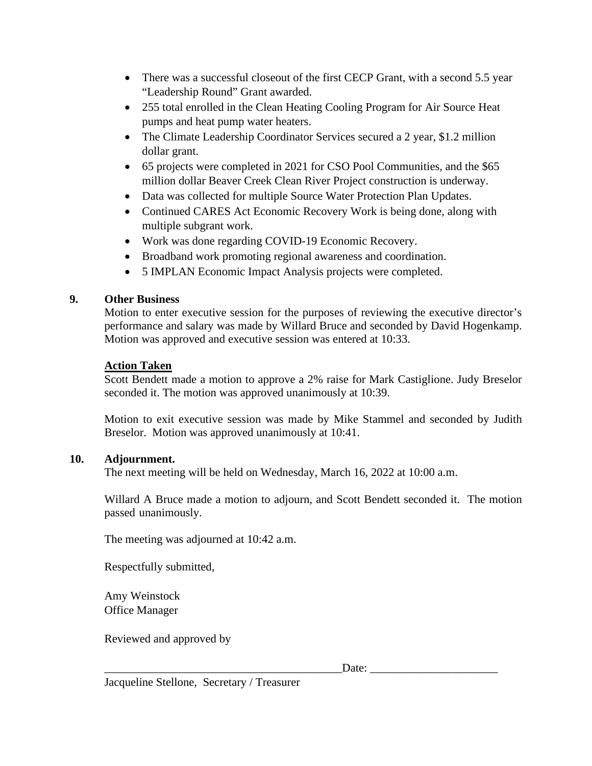- There was a successful closeout of the first CECP Grant, with a second 5.5 year "Leadership Round" Grant awarded.
- 255 total enrolled in the Clean Heating Cooling Program for Air Source Heat pumps and heat pump water heaters.
- The Climate Leadership Coordinator Services secured a 2 year, $1.2 million dollar grant.
- 65 projects were completed in 2021 for CSO Pool Communities, and the $65 million dollar Beaver Creek Clean River Project construction is underway.
- Data was collected for multiple Source Water Protection Plan Updates.
- Continued CARES Act Economic Recovery Work is being done, along with multiple subgrant work.
- Work was done regarding COVID-19 Economic Recovery.
- Broadband work promoting regional awareness and coordination.
- 5 IMPLAN Economic Impact Analysis projects were completed.

**9. Other Business**

Motion to enter executive session for the purposes of reviewing the executive director's performance and salary was made by Willard Bruce and seconded by David Hogenkamp. Motion was approved and executive session was entered at 10:33.

**Action Taken**

Scott Bendett made a motion to approve a 2% raise for Mark Castiglione. Judy Breselor seconded it. The motion was approved unanimously at 10:39.

Motion to exit executive session was made by Mike Stammel and seconded by Judith Breselor. Motion was approved unanimously at 10:41.

**10. Adjournment.**

The next meeting will be held on Wednesday, March 16, 2022 at 10:00 a.m.

Willard A Bruce made a motion to adjourn, and Scott Bendett seconded it. The motion passed unanimously.

The meeting was adjourned at 10:42 a.m.

Respectfully submitted,

Amy Weinstock
Office Manager

Reviewed and approved by

__________________________________________Date: ______________________

Jacqueline Stellone, Secretary / Treasurer